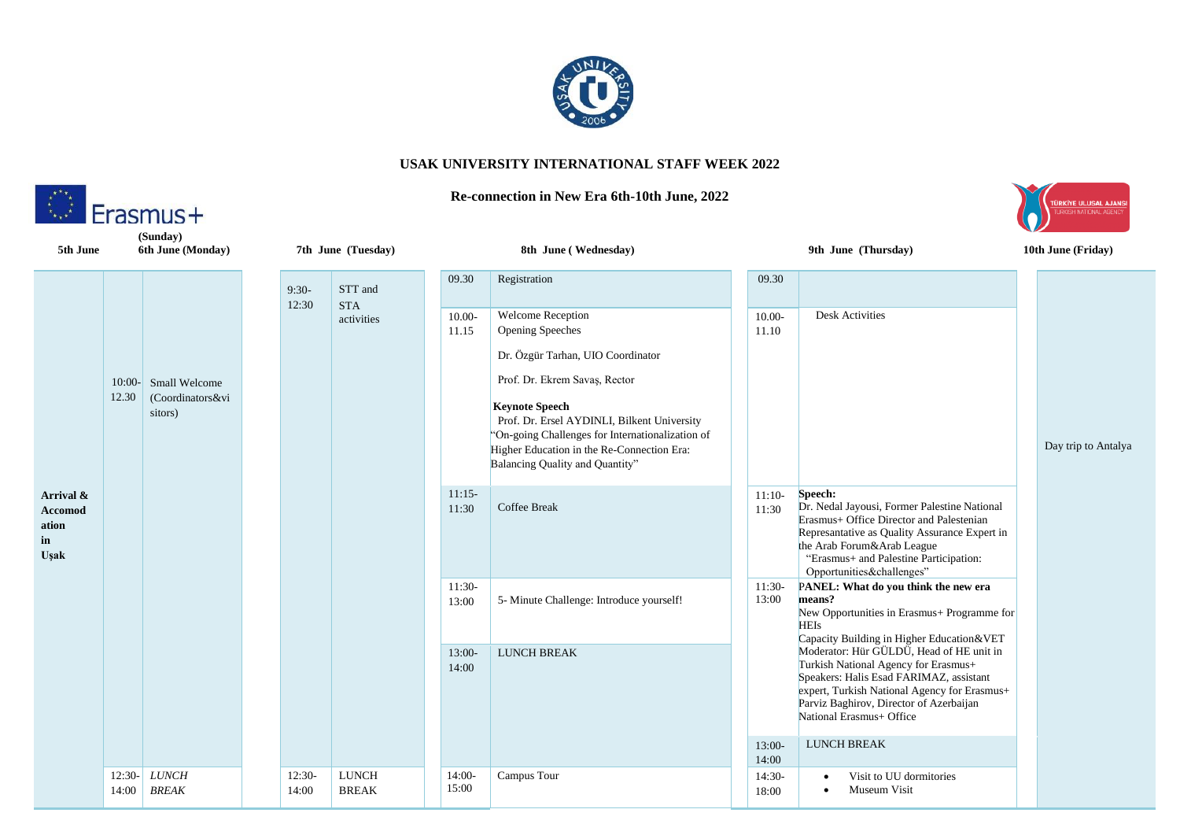# USAK UNIVERSITY INTERNATIONAL STAFF WEEK 2022

## Re-connection in New Era 6th-10th June, 2022

| 5th June | (Sunday) 6th June (Monday) | | 7th June (Tuesday) | | 8th June ( Wednesday) | | 9th June (Thursday) | | 10th June (Friday) |
|---|---|---|---|---|---|---|---|---|---|
| **Arrival & Accomodation in Uşak** | 10:00-12.30 | Small Welcome (Coordinators&visitors) | 9:30-12:30 | STT and STA activities | 09.30 | Registration | 09.30 | | Day trip to Antalya |
| | | | | | 10.00-11.15 | Welcome Reception<br>Opening Speeches<br>Dr. Özgür Tarhan, UIO Coordinator<br>Prof. Dr. Ekrem Savaş, Rector<br>**Keynote Speech**<br>Prof. Dr. Ersel AYDINLI, Bilkent University<br>"On-going Challenges for Internationalization of Higher Education in the Re-Connection Era: Balancing Quality and Quantity" | 10.00-11.10 | Desk Activities | |
| | | | | | 11:15-11:30 | Coffee Break | 11:10-11:30 | **Speech:**<br>Dr. Nedal Jayousi, Former Palestine National Erasmus+ Office Director and Palestenian Represantative as Quality Assurance Expert in the Arab Forum&Arab League<br>"Erasmus+ and Palestine Participation: Opportunities&challenges" | |
| | | | | | 11:30-13:00 | 5- Minute Challenge: Introduce yourself! | 11:30-13:00 | **PANEL: What do you think the new era means?**<br>New Opportunities in Erasmus+ Programme for HEIs<br>Capacity Building in Higher Education&VET<br>Moderator: Hür GÜLDÜ, Head of HE unit in Turkish National Agency for Erasmus+<br>Speakers: Halis Esad FARIMAZ, assistant expert, Turkish National Agency for Erasmus+<br>Parviz Baghirov, Director of Azerbaijan National Erasmus+ Office | |
| | | | | | 13:00-14:00 | LUNCH BREAK | 13:00-14:00 | LUNCH BREAK | |
| | 12:30-14:00 | *LUNCH BREAK* | 12:30-14:00 | LUNCH BREAK | 14:00-15:00 | Campus Tour | 14:30-18:00 | • Visit to UU dormitories<br>• Museum Visit | |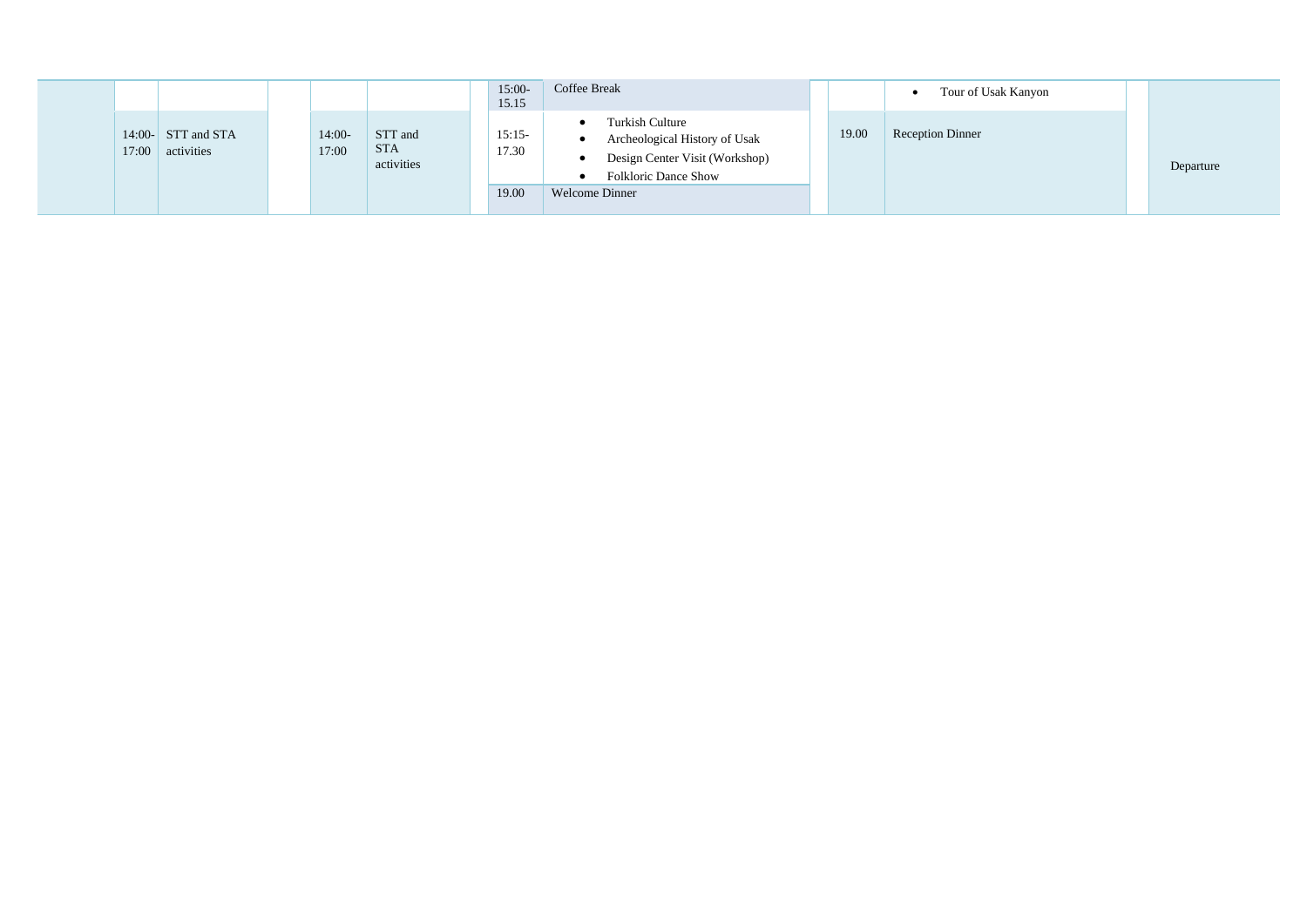| | | | | | | | | | | | | | |
|---|---|---|---|---|---|---|---|---|---|---|---|---|---|
| | | | | | | | 15:00-15.15 | Coffee Break | | | • Tour of Usak Kanyon | | |
| | 14:00-17:00 | STT and STA activities | | 14:00-17:00 | STT and STA activities | | 15:15-17.30 | • Turkish Culture<br>• Archeological History of Usak<br>• Design Center Visit (Workshop)<br>• Folkloric Dance Show | | 19.00 | Reception Dinner | | Departure |
| | | | | | | | 19.00 | Welcome Dinner | | | | | |